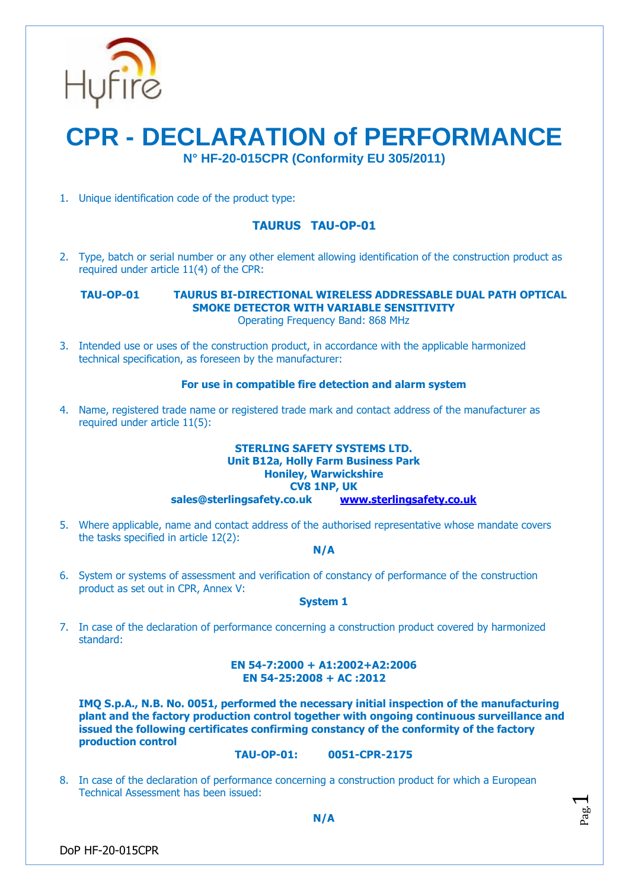Hyfire

# CPR - DECLARATION of PERFORMANCE

**N° HF-20-015CPR (Conformity EU 305/2011)**

1. Unique identification code of the product type:

   **TAURUS TAU-OP-01**

2. Type, batch or serial number or any other element allowing identification of the construction product as required under article 11(4) of the CPR:

   **TAU-OP-01** **TAURUS BI-DIRECTIONAL WIRELESS ADDRESSABLE DUAL PATH OPTICAL SMOKE DETECTOR WITH VARIABLE SENSITIVITY**
   Operating Frequency Band: 868 MHz

3. Intended use or uses of the construction product, in accordance with the applicable harmonized technical specification, as foreseen by the manufacturer:

   **For use in compatible fire detection and alarm system**

4. Name, registered trade name or registered trade mark and contact address of the manufacturer as required under article 11(5):

   **STERLING SAFETY SYSTEMS LTD.**
   **Unit B12a, Holly Farm Business Park**
   **Honiley, Warwickshire**
   **CV8 1NP, UK**
   **sales@sterlingsafety.co.uk** **www.sterlingsafety.co.uk**

5. Where applicable, name and contact address of the authorised representative whose mandate covers the tasks specified in article 12(2):

   **N/A**

6. System or systems of assessment and verification of constancy of performance of the construction product as set out in CPR, Annex V:

   **System 1**

7. In case of the declaration of performance concerning a construction product covered by harmonized standard:

   **EN 54-7:2000 + A1:2002+A2:2006**
   **EN 54-25:2008 + AC :2012**

   **IMQ S.p.A., N.B. No. 0051, performed the necessary initial inspection of the manufacturing plant and the factory production control together with ongoing continuous surveillance and issued the following certificates confirming constancy of the conformity of the factory production control**

   **TAU-OP-01:** **0051-CPR-2175**

8. In case of the declaration of performance concerning a construction product for which a European Technical Assessment has been issued:

   **N/A**

DoP HF-20-015CPR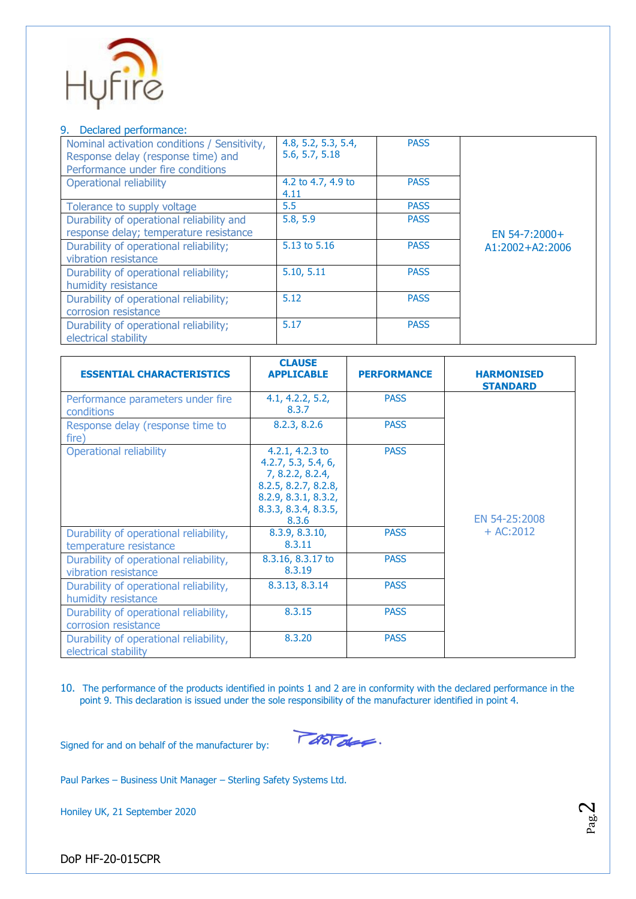9. Declared performance:

| | | | |
|---|---|---|---|
| Nominal activation conditions / Sensitivity, Response delay (response time) and Performance under fire conditions | 4.8, 5.2, 5.3, 5.4, 5.6, 5.7, 5.18 | PASS | EN 54-7:2000+ A1:2002+A2:2006 |
| Operational reliability | 4.2 to 4.7, 4.9 to 4.11 | PASS | |
| Tolerance to supply voltage | 5.5 | PASS | |
| Durability of operational reliability and response delay; temperature resistance | 5.8, 5.9 | PASS | |
| Durability of operational reliability; vibration resistance | 5.13 to 5.16 | PASS | |
| Durability of operational reliability; humidity resistance | 5.10, 5.11 | PASS | |
| Durability of operational reliability; corrosion resistance | 5.12 | PASS | |
| Durability of operational reliability; electrical stability | 5.17 | PASS | |

| ESSENTIAL CHARACTERISTICS | CLAUSE APPLICABLE | PERFORMANCE | HARMONISED STANDARD |
|---|---|---|---|
| Performance parameters under fire conditions | 4.1, 4.2.2, 5.2, 8.3.7 | PASS | EN 54-25:2008 + AC:2012 |
| Response delay (response time to fire) | 8.2.3, 8.2.6 | PASS | |
| Operational reliability | 4.2.1, 4.2.3 to 4.2.7, 5.3, 5.4, 6, 7, 8.2.2, 8.2.4, 8.2.5, 8.2.7, 8.2.8, 8.2.9, 8.3.1, 8.3.2, 8.3.3, 8.3.4, 8.3.5, 8.3.6 | PASS | |
| Durability of operational reliability, temperature resistance | 8.3.9, 8.3.10, 8.3.11 | PASS | |
| Durability of operational reliability, vibration resistance | 8.3.16, 8.3.17 to 8.3.19 | PASS | |
| Durability of operational reliability, humidity resistance | 8.3.13, 8.3.14 | PASS | |
| Durability of operational reliability, corrosion resistance | 8.3.15 | PASS | |
| Durability of operational reliability, electrical stability | 8.3.20 | PASS | |

10. The performance of the products identified in points 1 and 2 are in conformity with the declared performance in the point 9. This declaration is issued under the sole responsibility of the manufacturer identified in point 4.

Signed for and on behalf of the manufacturer by:

Paul Parkes – Business Unit Manager – Sterling Safety Systems Ltd.

Honiley UK, 21 September 2020

DoP HF-20-015CPR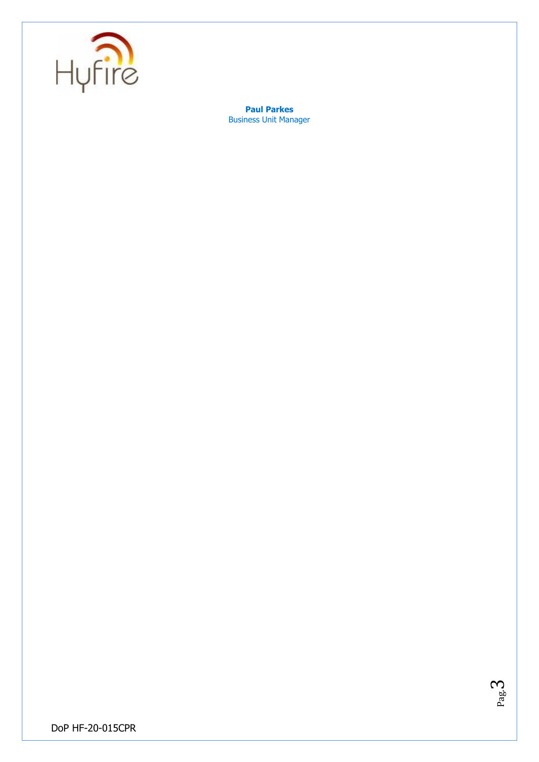**Paul Parkes**
Business Unit Manager